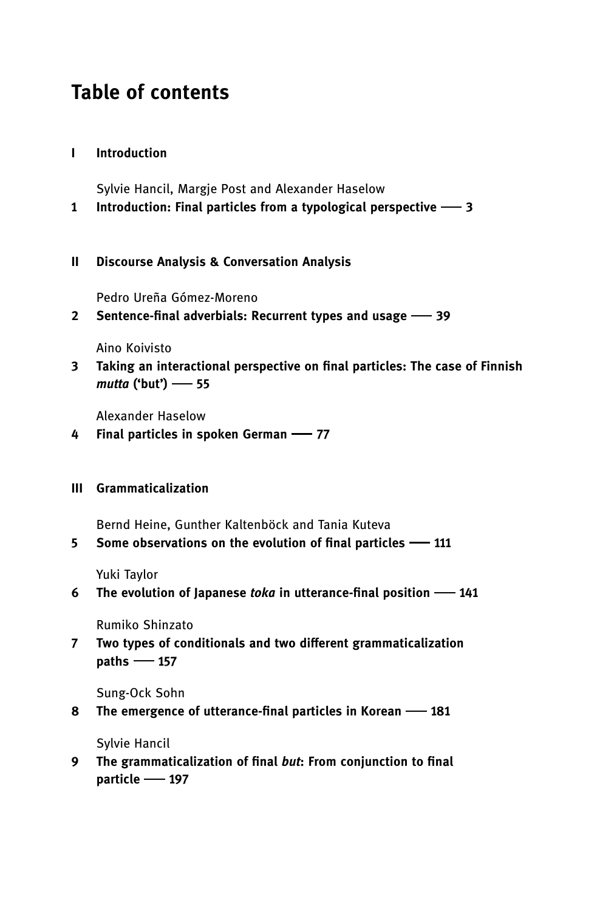# Table of contents

**I Introduction**

Sylvie Hancil, Margje Post and Alexander Haselow

**1 Introduction: Final particles from a typological perspective —— 3**

**II Discourse Analysis & Conversation Analysis**

Pedro Ureña Gómez-Moreno

**2 Sentence-final adverbials: Recurrent types and usage —— 39**

Aino Koivisto

**3 Taking an interactional perspective on final particles: The case of Finnish *mutta* ('but') —— 55**

Alexander Haselow

**4 Final particles in spoken German —— 77**

**III Grammaticalization**

Bernd Heine, Gunther Kaltenböck and Tania Kuteva

**5 Some observations on the evolution of final particles —— 111**

Yuki Taylor

**6 The evolution of Japanese *toka* in utterance-final position —— 141**

Rumiko Shinzato

**7 Two types of conditionals and two different grammaticalization paths —— 157**

Sung-Ock Sohn

**8 The emergence of utterance-final particles in Korean —— 181**

Sylvie Hancil

**9 The grammaticalization of final *but*: From conjunction to final particle —— 197**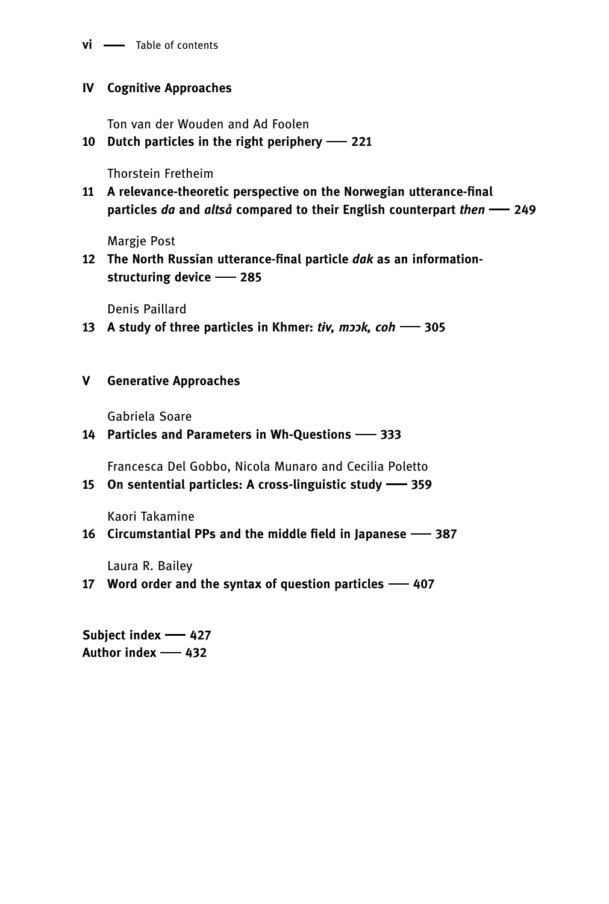## IV Cognitive Approaches

Ton van der Wouden and Ad Foolen

**10 Dutch particles in the right periphery — 221**

Thorstein Fretheim

**11 A relevance-theoretic perspective on the Norwegian utterance-final particles *da* and *altså* compared to their English counterpart *then* — 249**

Margje Post

**12 The North Russian utterance-final particle *dak* as an information-structuring device — 285**

Denis Paillard

**13 A study of three particles in Khmer: *tɨv, mɔɔk, coh* — 305**

## V Generative Approaches

Gabriela Soare

**14 Particles and Parameters in Wh-Questions — 333**

Francesca Del Gobbo, Nicola Munaro and Cecilia Poletto

**15 On sentential particles: A cross-linguistic study — 359**

Kaori Takamine

**16 Circumstantial PPs and the middle field in Japanese — 387**

Laura R. Bailey

**17 Word order and the syntax of question particles — 407**

**Subject index — 427**
**Author index — 432**